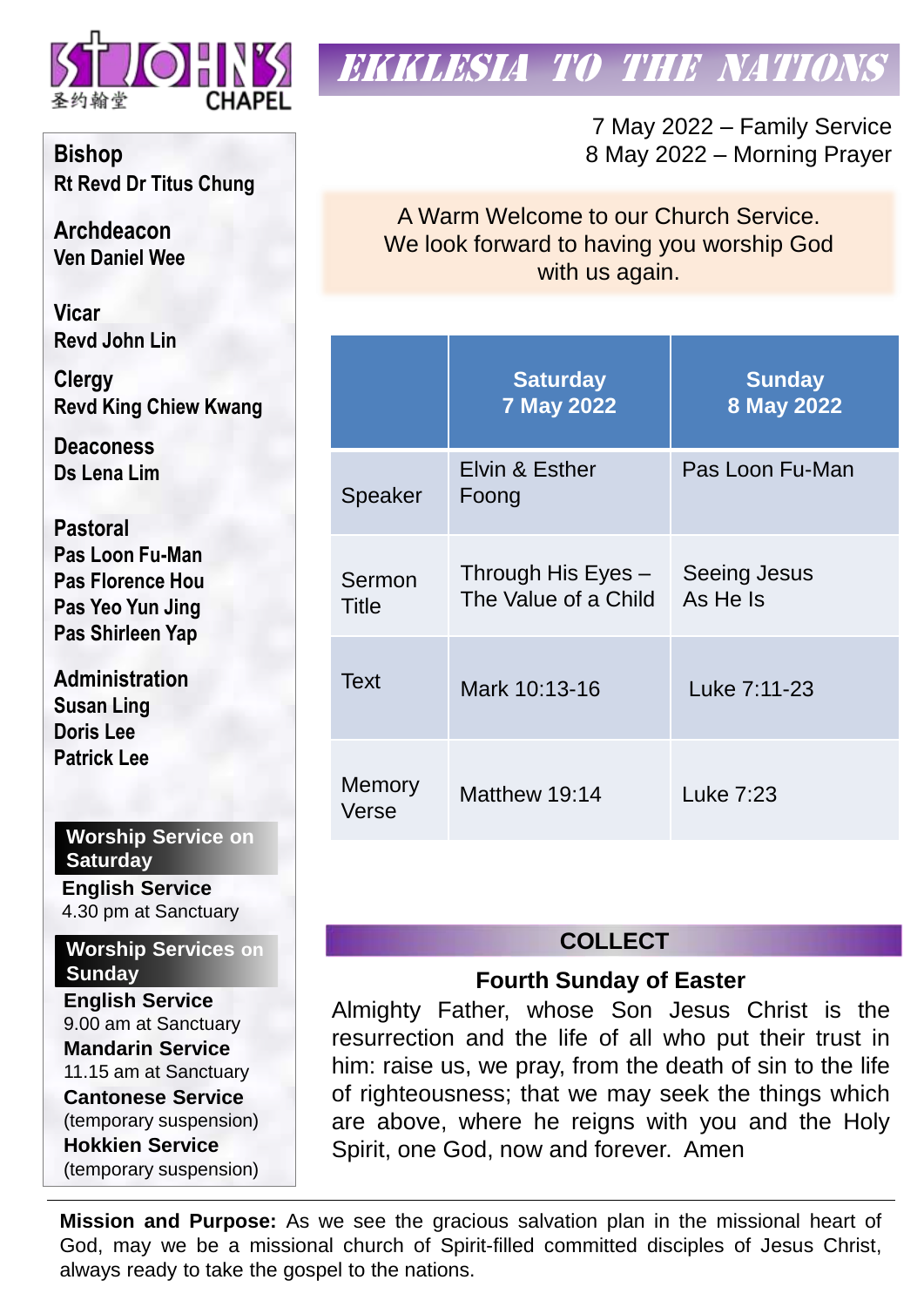ST JOHN'S CHAPEL
圣约翰堂

# EKKLESIA TO THE NATIONS

7 May 2022 – Family Service
8 May 2022 – Morning Prayer

A Warm Welcome to our Church Service.
We look forward to having you worship God with us again.

| | Saturday 7 May 2022 | Sunday 8 May 2022 |
|---|---|---|
| Speaker | Elvin & Esther Foong | Pas Loon Fu-Man |
| Sermon Title | Through His Eyes – The Value of a Child | Seeing Jesus As He Is |
| Text | Mark 10:13-16 | Luke 7:11-23 |
| Memory Verse | Matthew 19:14 | Luke 7:23 |

## COLLECT

### Fourth Sunday of Easter

Almighty Father, whose Son Jesus Christ is the resurrection and the life of all who put their trust in him: raise us, we pray, from the death of sin to the life of righteousness; that we may seek the things which are above, where he reigns with you and the Holy Spirit, one God, now and forever. Amen

**Bishop**
Rt Revd Dr Titus Chung

**Archdeacon**
Ven Daniel Wee

**Vicar**
Revd John Lin

**Clergy**
Revd King Chiew Kwang

**Deaconess**
Ds Lena Lim

**Pastoral**
Pas Loon Fu-Man
Pas Florence Hou
Pas Yeo Yun Jing
Pas Shirleen Yap

**Administration**
Susan Ling
Doris Lee
Patrick Lee

**Worship Service on Saturday**

**English Service**
4.30 pm at Sanctuary

**Worship Services on Sunday**

**English Service**
9.00 am at Sanctuary

**Mandarin Service**
11.15 am at Sanctuary

**Cantonese Service**
(temporary suspension)

**Hokkien Service**
(temporary suspension)

**Mission and Purpose:** As we see the gracious salvation plan in the missional heart of God, may we be a missional church of Spirit-filled committed disciples of Jesus Christ, always ready to take the gospel to the nations.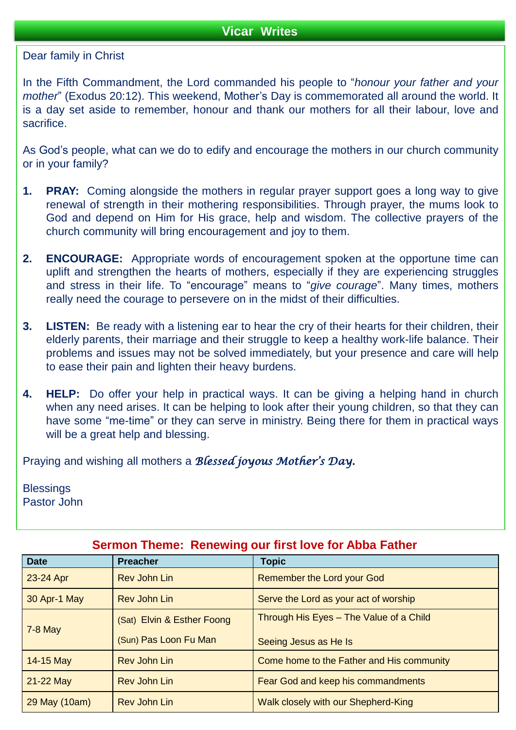## Vicar Writes

Dear family in Christ

In the Fifth Commandment, the Lord commanded his people to "*honour your father and your mother*" (Exodus 20:12). This weekend, Mother's Day is commemorated all around the world. It is a day set aside to remember, honour and thank our mothers for all their labour, love and sacrifice.

As God's people, what can we do to edify and encourage the mothers in our church community or in your family?

1. **PRAY:** Coming alongside the mothers in regular prayer support goes a long way to give renewal of strength in their mothering responsibilities. Through prayer, the mums look to God and depend on Him for His grace, help and wisdom. The collective prayers of the church community will bring encouragement and joy to them.

2. **ENCOURAGE:** Appropriate words of encouragement spoken at the opportune time can uplift and strengthen the hearts of mothers, especially if they are experiencing struggles and stress in their life. To "encourage" means to "*give courage*". Many times, mothers really need the courage to persevere on in the midst of their difficulties.

3. **LISTEN:** Be ready with a listening ear to hear the cry of their hearts for their children, their elderly parents, their marriage and their struggle to keep a healthy work-life balance. Their problems and issues may not be solved immediately, but your presence and care will help to ease their pain and lighten their heavy burdens.

4. **HELP:** Do offer your help in practical ways. It can be giving a helping hand in church when any need arises. It can be helping to look after their young children, so that they can have some "me-time" or they can serve in ministry. Being there for them in practical ways will be a great help and blessing.

Praying and wishing all mothers a ***Blessed joyous Mother's Day.***

Blessings
Pastor John

### Sermon Theme: Renewing our first love for Abba Father

| Date | Preacher | Topic |
|---|---|---|
| 23-24 Apr | Rev John Lin | Remember the Lord your God |
| 30 Apr-1 May | Rev John Lin | Serve the Lord as your act of worship |
| 7-8 May | (Sat) Elvin & Esther Foong<br>(Sun) Pas Loon Fu Man | Through His Eyes – The Value of a Child<br>Seeing Jesus as He Is |
| 14-15 May | Rev John Lin | Come home to the Father and His community |
| 21-22 May | Rev John Lin | Fear God and keep his commandments |
| 29 May (10am) | Rev John Lin | Walk closely with our Shepherd-King |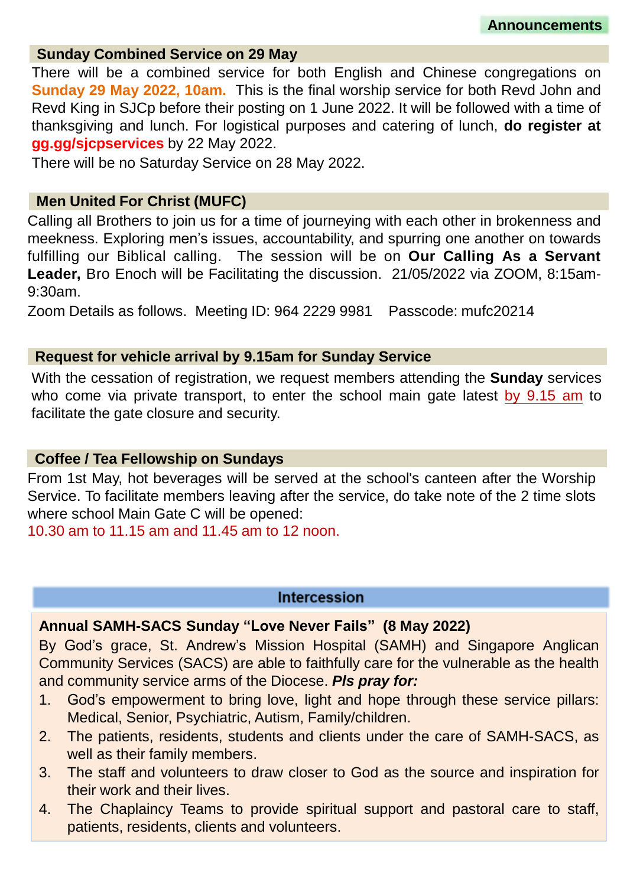## Announcements

### Sunday Combined Service on 29 May

There will be a combined service for both English and Chinese congregations on **Sunday 29 May 2022, 10am.** This is the final worship service for both Revd John and Revd King in SJCp before their posting on 1 June 2022. It will be followed with a time of thanksgiving and lunch. For logistical purposes and catering of lunch, **do register at gg.gg/sjcpservices** by 22 May 2022.

There will be no Saturday Service on 28 May 2022.

### Men United For Christ (MUFC)

Calling all Brothers to join us for a time of journeying with each other in brokenness and meekness. Exploring men's issues, accountability, and spurring one another on towards fulfilling our Biblical calling. The session will be on **Our Calling As a Servant Leader,** Bro Enoch will be Facilitating the discussion. 21/05/2022 via ZOOM, 8:15am-9:30am.

Zoom Details as follows. Meeting ID: 964 2229 9981 Passcode: mufc20214

### Request for vehicle arrival by 9.15am for Sunday Service

With the cessation of registration, we request members attending the **Sunday** services who come via private transport, to enter the school main gate latest by 9.15 am to facilitate the gate closure and security.

### Coffee / Tea Fellowship on Sundays

From 1st May, hot beverages will be served at the school's canteen after the Worship Service. To facilitate members leaving after the service, do take note of the 2 time slots where school Main Gate C will be opened:

10.30 am to 11.15 am and 11.45 am to 12 noon.

## Intercession

### Annual SAMH-SACS Sunday "Love Never Fails" (8 May 2022)

By God's grace, St. Andrew's Mission Hospital (SAMH) and Singapore Anglican Community Services (SACS) are able to faithfully care for the vulnerable as the health and community service arms of the Diocese. ***Pls pray for:***

1. God's empowerment to bring love, light and hope through these service pillars: Medical, Senior, Psychiatric, Autism, Family/children.
2. The patients, residents, students and clients under the care of SAMH-SACS, as well as their family members.
3. The staff and volunteers to draw closer to God as the source and inspiration for their work and their lives.
4. The Chaplaincy Teams to provide spiritual support and pastoral care to staff, patients, residents, clients and volunteers.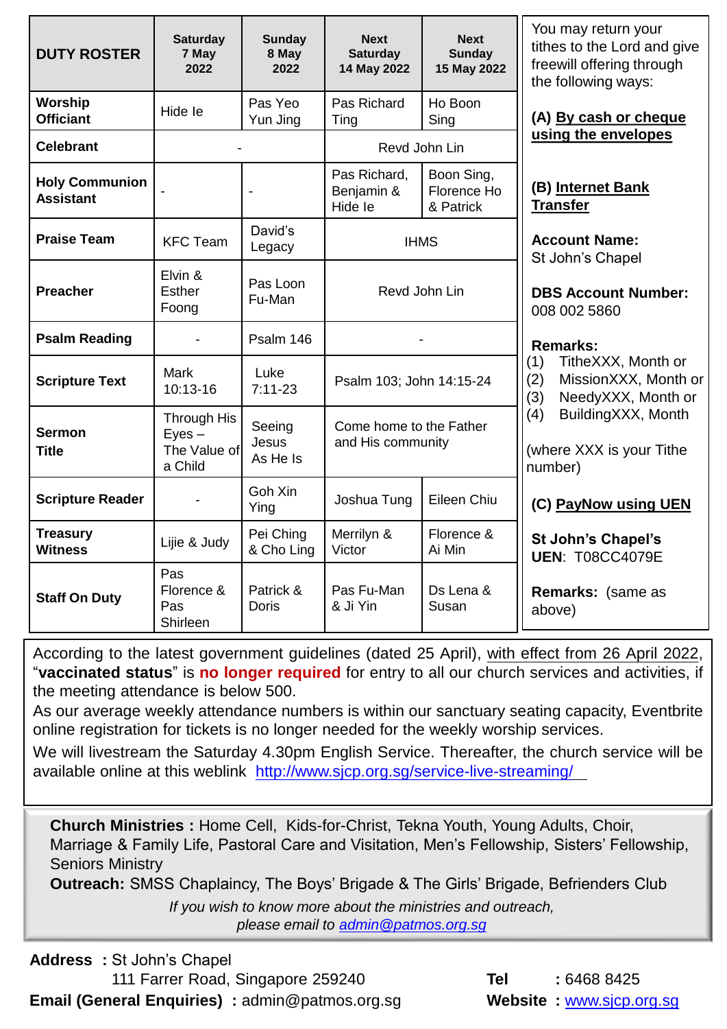| DUTY ROSTER | Saturday 7 May 2022 | Sunday 8 May 2022 | Next Saturday 14 May 2022 | Next Sunday 15 May 2022 |
|---|---|---|---|---|
| **Worship Official** | Hide Ie | Pas Yeo Yun Jing | Pas Richard Ting | Ho Boon Sing |
| **Celebrant** | - | | Revd John Lin | |
| **Holy Communion Assistant** | - | - | Pas Richard, Benjamin & Hide Ie | Boon Sing, Florence Ho & Patrick |
| **Praise Team** | KFC Team | David's Legacy | IHMS | |
| **Preacher** | Elvin & Esther Foong | Pas Loon Fu-Man | Revd John Lin | |
| **Psalm Reading** | - | Psalm 146 | - | |
| **Scripture Text** | Mark 10:13-16 | Luke 7:11-23 | Psalm 103; John 14:15-24 | |
| **Sermon Title** | Through His Eyes – The Value of a Child | Seeing Jesus As He Is | Come home to the Father and His community | |
| **Scripture Reader** | - | Goh Xin Ying | Joshua Tung | Eileen Chiu |
| **Treasury Witness** | Lijie & Judy | Pei Ching & Cho Ling | Merrilyn & Victor | Florence & Ai Min |
| **Staff On Duty** | Pas Florence & Pas Shirleen | Patrick & Doris | Pas Fu-Man & Ji Yin | Ds Lena & Susan |

You may return your tithes to the Lord and give freewill offering through the following ways:

**(A) By cash or cheque using the envelopes**

**(B) Internet Bank Transfer**

**Account Name:**
St John's Chapel

**DBS Account Number:**
008 002 5860

**Remarks:**
(1) TitheXXX, Month or
(2) MissionXXX, Month or
(3) NeedyXXX, Month or
(4) BuildingXXX, Month

(where XXX is your Tithe number)

**(C) PayNow using UEN**

**St John's Chapel's UEN**: T08CC4079E

**Remarks:** (same as above)

According to the latest government guidelines (dated 25 April), with effect from 26 April 2022, "**vaccinated status**" is **no longer required** for entry to all our church services and activities, if the meeting attendance is below 500.

As our average weekly attendance numbers is within our sanctuary seating capacity, Eventbrite online registration for tickets is no longer needed for the weekly worship services.

We will livestream the Saturday 4.30pm English Service. Thereafter, the church service will be available online at this weblink http://www.sjcp.org.sg/service-live-streaming/

**Church Ministries :** Home Cell, Kids-for-Christ, Tekna Youth, Young Adults, Choir, Marriage & Family Life, Pastoral Care and Visitation, Men's Fellowship, Sisters' Fellowship, Seniors Ministry

**Outreach:** SMSS Chaplaincy, The Boys' Brigade & The Girls' Brigade, Befrienders Club

*If you wish to know more about the ministries and outreach, please email to admin@patmos.org.sg*

**Address :** St John's Chapel
111 Farrer Road, Singapore 259240

**Email (General Enquiries) :** admin@patmos.org.sg

**Tel :** 6468 8425

**Website :** www.sjcp.org.sg